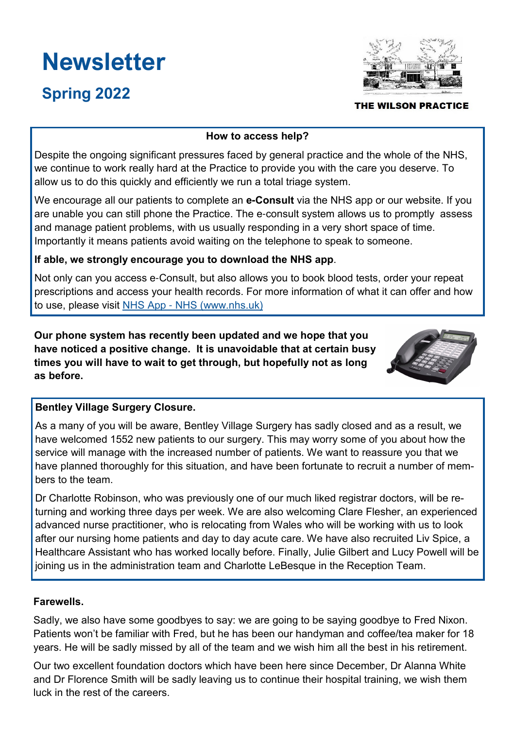# Newsletter

## Spring 2022

THE WILSON PRACTICE

**How to access help?**

Despite the ongoing significant pressures faced by general practice and the whole of the NHS, we continue to work really hard at the Practice to provide you with the care you deserve. To allow us to do this quickly and efficiently we run a total triage system.

We encourage all our patients to complete an **e-Consult** via the NHS app or our website. If you are unable you can still phone the Practice. The e-consult system allows us to promptly assess and manage patient problems, with us usually responding in a very short space of time. Importantly it means patients avoid waiting on the telephone to speak to someone.

**If able, we strongly encourage you to download the NHS app**.

Not only can you access e-Consult, but also allows you to book blood tests, order your repeat prescriptions and access your health records. For more information of what it can offer and how to use, please visit [NHS App - NHS (www.nhs.uk)](https://www.nhs.uk)

**Our phone system has recently been updated and we hope that you have noticed a positive change. It is unavoidable that at certain busy times you will have to wait to get through, but hopefully not as long as before.**

**Bentley Village Surgery Closure.**

As a many of you will be aware, Bentley Village Surgery has sadly closed and as a result, we have welcomed 1552 new patients to our surgery. This may worry some of you about how the service will manage with the increased number of patients. We want to reassure you that we have planned thoroughly for this situation, and have been fortunate to recruit a number of members to the team.

Dr Charlotte Robinson, who was previously one of our much liked registrar doctors, will be returning and working three days per week. We are also welcoming Clare Flesher, an experienced advanced nurse practitioner, who is relocating from Wales who will be working with us to look after our nursing home patients and day to day acute care. We have also recruited Liv Spice, a Healthcare Assistant who has worked locally before. Finally, Julie Gilbert and Lucy Powell will be joining us in the administration team and Charlotte LeBesque in the Reception Team.

**Farewells.**

Sadly, we also have some goodbyes to say: we are going to be saying goodbye to Fred Nixon. Patients won't be familiar with Fred, but he has been our handyman and coffee/tea maker for 18 years. He will be sadly missed by all of the team and we wish him all the best in his retirement.

Our two excellent foundation doctors which have been here since December, Dr Alanna White and Dr Florence Smith will be sadly leaving us to continue their hospital training, we wish them luck in the rest of the careers.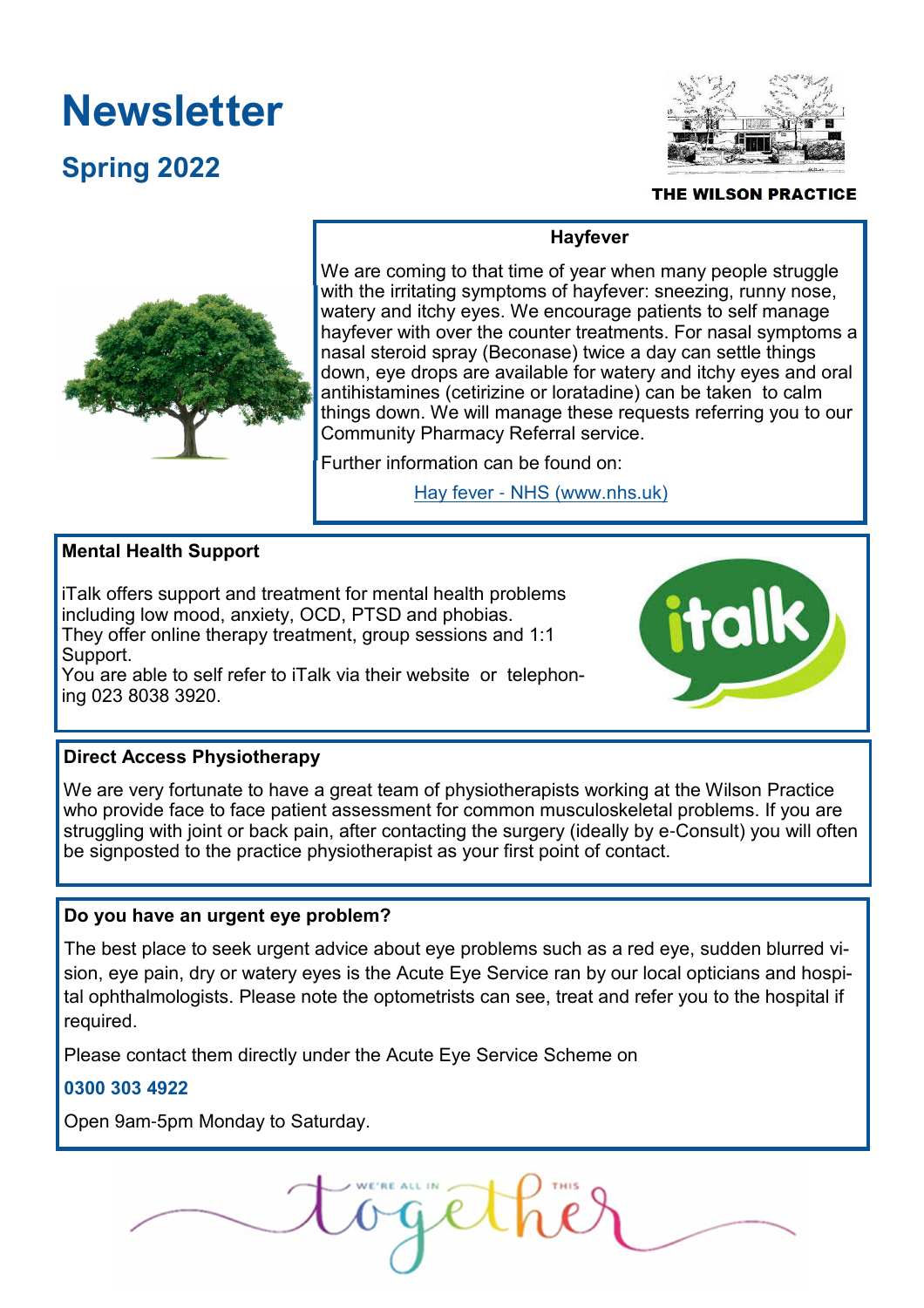# Newsletter

## Spring 2022

THE WILSON PRACTICE

### Hayfever

We are coming to that time of year when many people struggle with the irritating symptoms of hayfever: sneezing, runny nose, watery and itchy eyes. We encourage patients to self manage hayfever with over the counter treatments. For nasal symptoms a nasal steroid spray (Beconase) twice a day can settle things down, eye drops are available for watery and itchy eyes and oral antihistamines (cetirizine or loratadine) can be taken to calm things down. We will manage these requests referring you to our Community Pharmacy Referral service.

Further information can be found on:

Hay fever - NHS (www.nhs.uk)

### Mental Health Support

iTalk offers support and treatment for mental health problems including low mood, anxiety, OCD, PTSD and phobias.
They offer online therapy treatment, group sessions and 1:1 Support.
You are able to self refer to iTalk via their website or telephoning 023 8038 3920.

### Direct Access Physiotherapy

We are very fortunate to have a great team of physiotherapists working at the Wilson Practice who provide face to face patient assessment for common musculoskeletal problems. If you are struggling with joint or back pain, after contacting the surgery (ideally by e-Consult) you will often be signposted to the practice physiotherapist as your first point of contact.

### Do you have an urgent eye problem?

The best place to seek urgent advice about eye problems such as a red eye, sudden blurred vision, eye pain, dry or watery eyes is the Acute Eye Service ran by our local opticians and hospital ophthalmologists. Please note the optometrists can see, treat and refer you to the hospital if required.

Please contact them directly under the Acute Eye Service Scheme on

**0300 303 4922**

Open 9am-5pm Monday to Saturday.

WE'RE ALL IN THIS together